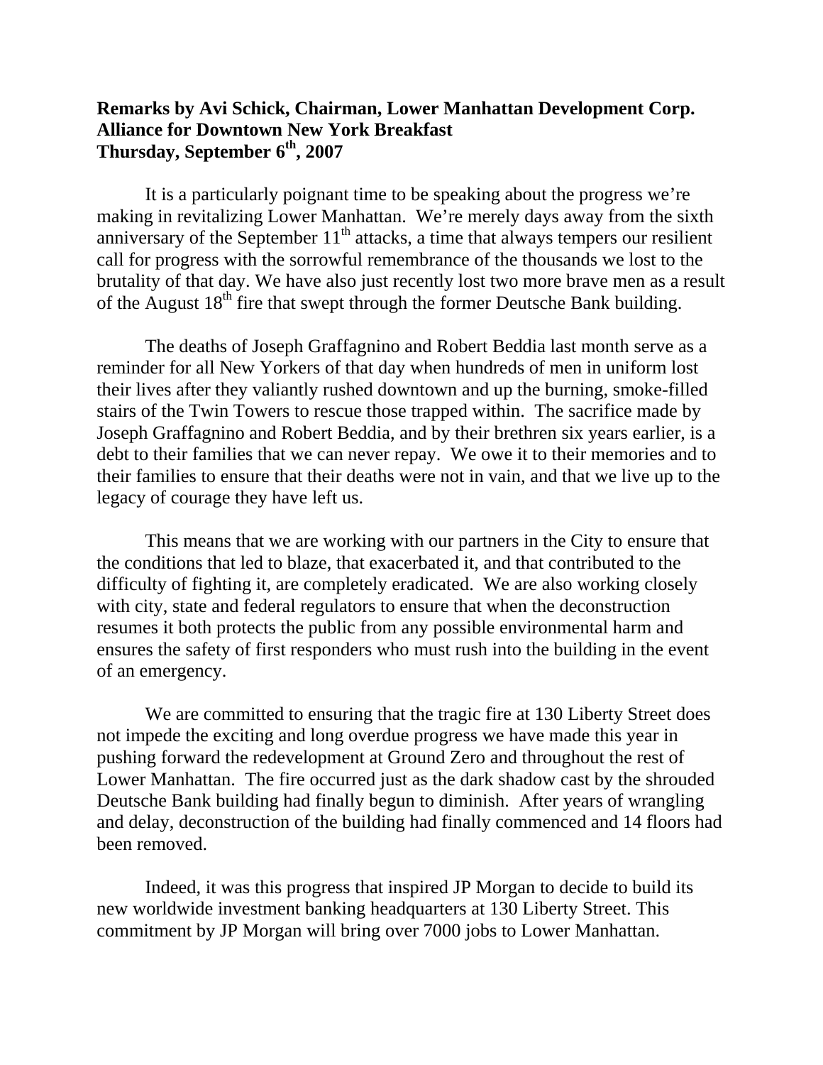**Remarks by Avi Schick, Chairman, Lower Manhattan Development Corp.**
**Alliance for Downtown New York Breakfast**
**Thursday, September 6th, 2007**

It is a particularly poignant time to be speaking about the progress we're making in revitalizing Lower Manhattan. We're merely days away from the sixth anniversary of the September 11th attacks, a time that always tempers our resilient call for progress with the sorrowful remembrance of the thousands we lost to the brutality of that day. We have also just recently lost two more brave men as a result of the August 18th fire that swept through the former Deutsche Bank building.

The deaths of Joseph Graffagnino and Robert Beddia last month serve as a reminder for all New Yorkers of that day when hundreds of men in uniform lost their lives after they valiantly rushed downtown and up the burning, smoke-filled stairs of the Twin Towers to rescue those trapped within. The sacrifice made by Joseph Graffagnino and Robert Beddia, and by their brethren six years earlier, is a debt to their families that we can never repay. We owe it to their memories and to their families to ensure that their deaths were not in vain, and that we live up to the legacy of courage they have left us.

This means that we are working with our partners in the City to ensure that the conditions that led to blaze, that exacerbated it, and that contributed to the difficulty of fighting it, are completely eradicated. We are also working closely with city, state and federal regulators to ensure that when the deconstruction resumes it both protects the public from any possible environmental harm and ensures the safety of first responders who must rush into the building in the event of an emergency.

We are committed to ensuring that the tragic fire at 130 Liberty Street does not impede the exciting and long overdue progress we have made this year in pushing forward the redevelopment at Ground Zero and throughout the rest of Lower Manhattan. The fire occurred just as the dark shadow cast by the shrouded Deutsche Bank building had finally begun to diminish. After years of wrangling and delay, deconstruction of the building had finally commenced and 14 floors had been removed.

Indeed, it was this progress that inspired JP Morgan to decide to build its new worldwide investment banking headquarters at 130 Liberty Street. This commitment by JP Morgan will bring over 7000 jobs to Lower Manhattan.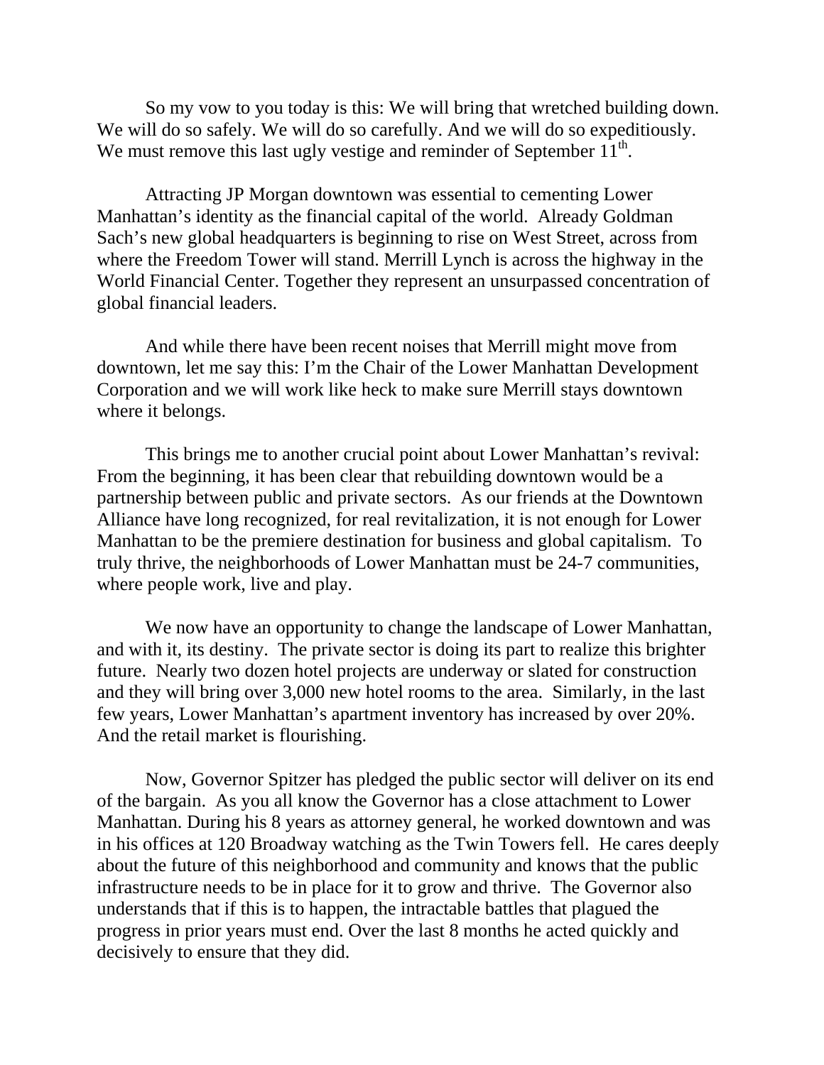So my vow to you today is this: We will bring that wretched building down. We will do so safely. We will do so carefully. And we will do so expeditiously. We must remove this last ugly vestige and reminder of September 11th.

Attracting JP Morgan downtown was essential to cementing Lower Manhattan's identity as the financial capital of the world. Already Goldman Sach's new global headquarters is beginning to rise on West Street, across from where the Freedom Tower will stand. Merrill Lynch is across the highway in the World Financial Center. Together they represent an unsurpassed concentration of global financial leaders.

And while there have been recent noises that Merrill might move from downtown, let me say this: I'm the Chair of the Lower Manhattan Development Corporation and we will work like heck to make sure Merrill stays downtown where it belongs.

This brings me to another crucial point about Lower Manhattan's revival: From the beginning, it has been clear that rebuilding downtown would be a partnership between public and private sectors. As our friends at the Downtown Alliance have long recognized, for real revitalization, it is not enough for Lower Manhattan to be the premiere destination for business and global capitalism. To truly thrive, the neighborhoods of Lower Manhattan must be 24-7 communities, where people work, live and play.

We now have an opportunity to change the landscape of Lower Manhattan, and with it, its destiny. The private sector is doing its part to realize this brighter future. Nearly two dozen hotel projects are underway or slated for construction and they will bring over 3,000 new hotel rooms to the area. Similarly, in the last few years, Lower Manhattan's apartment inventory has increased by over 20%. And the retail market is flourishing.

Now, Governor Spitzer has pledged the public sector will deliver on its end of the bargain. As you all know the Governor has a close attachment to Lower Manhattan. During his 8 years as attorney general, he worked downtown and was in his offices at 120 Broadway watching as the Twin Towers fell. He cares deeply about the future of this neighborhood and community and knows that the public infrastructure needs to be in place for it to grow and thrive. The Governor also understands that if this is to happen, the intractable battles that plagued the progress in prior years must end. Over the last 8 months he acted quickly and decisively to ensure that they did.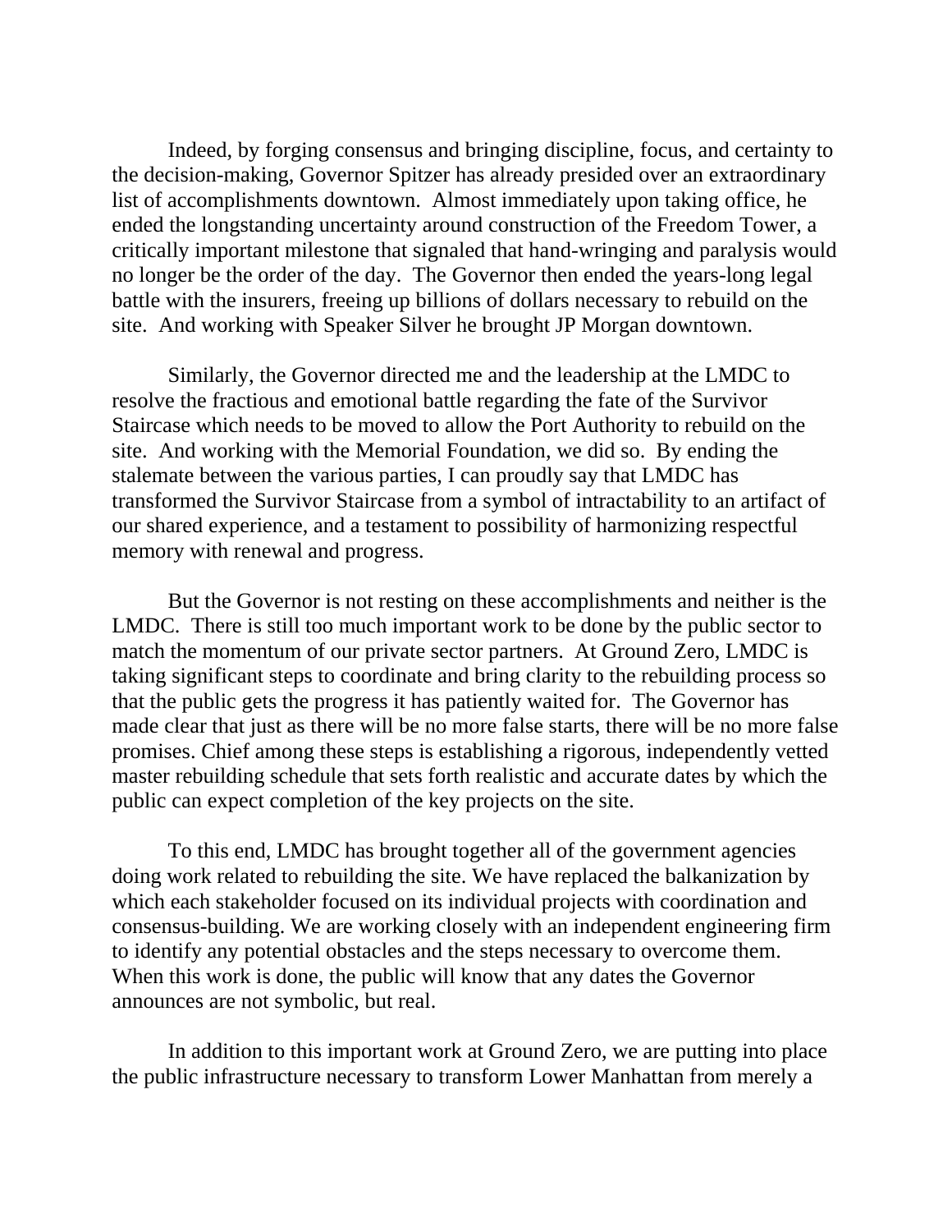Indeed, by forging consensus and bringing discipline, focus, and certainty to the decision-making, Governor Spitzer has already presided over an extraordinary list of accomplishments downtown. Almost immediately upon taking office, he ended the longstanding uncertainty around construction of the Freedom Tower, a critically important milestone that signaled that hand-wringing and paralysis would no longer be the order of the day. The Governor then ended the years-long legal battle with the insurers, freeing up billions of dollars necessary to rebuild on the site. And working with Speaker Silver he brought JP Morgan downtown.

Similarly, the Governor directed me and the leadership at the LMDC to resolve the fractious and emotional battle regarding the fate of the Survivor Staircase which needs to be moved to allow the Port Authority to rebuild on the site. And working with the Memorial Foundation, we did so. By ending the stalemate between the various parties, I can proudly say that LMDC has transformed the Survivor Staircase from a symbol of intractability to an artifact of our shared experience, and a testament to possibility of harmonizing respectful memory with renewal and progress.

But the Governor is not resting on these accomplishments and neither is the LMDC. There is still too much important work to be done by the public sector to match the momentum of our private sector partners. At Ground Zero, LMDC is taking significant steps to coordinate and bring clarity to the rebuilding process so that the public gets the progress it has patiently waited for. The Governor has made clear that just as there will be no more false starts, there will be no more false promises. Chief among these steps is establishing a rigorous, independently vetted master rebuilding schedule that sets forth realistic and accurate dates by which the public can expect completion of the key projects on the site.

To this end, LMDC has brought together all of the government agencies doing work related to rebuilding the site. We have replaced the balkanization by which each stakeholder focused on its individual projects with coordination and consensus-building. We are working closely with an independent engineering firm to identify any potential obstacles and the steps necessary to overcome them. When this work is done, the public will know that any dates the Governor announces are not symbolic, but real.

In addition to this important work at Ground Zero, we are putting into place the public infrastructure necessary to transform Lower Manhattan from merely a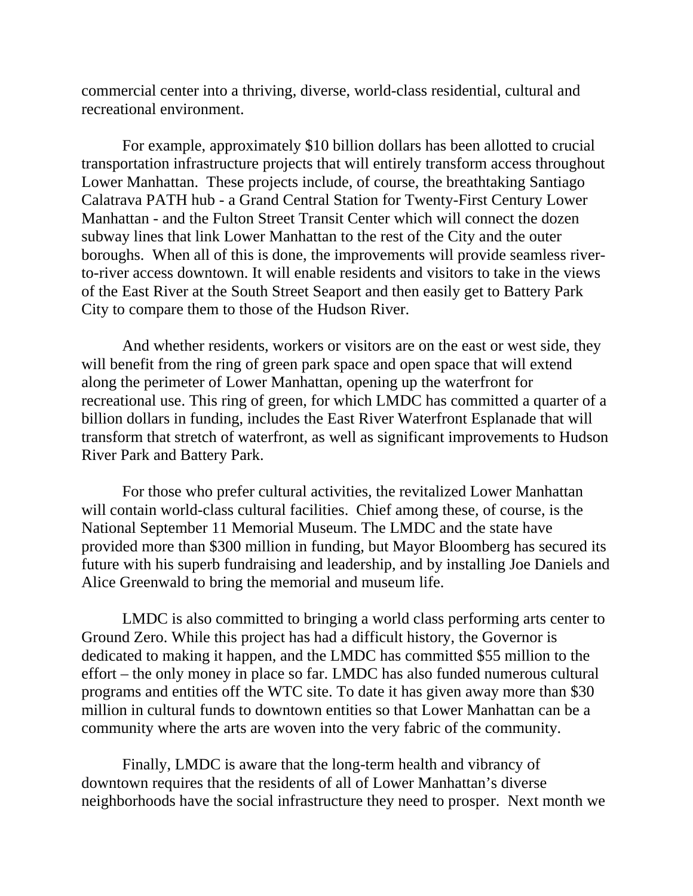commercial center into a thriving, diverse, world-class residential, cultural and recreational environment.

For example, approximately $10 billion dollars has been allotted to crucial transportation infrastructure projects that will entirely transform access throughout Lower Manhattan. These projects include, of course, the breathtaking Santiago Calatrava PATH hub - a Grand Central Station for Twenty-First Century Lower Manhattan - and the Fulton Street Transit Center which will connect the dozen subway lines that link Lower Manhattan to the rest of the City and the outer boroughs. When all of this is done, the improvements will provide seamless river-to-river access downtown. It will enable residents and visitors to take in the views of the East River at the South Street Seaport and then easily get to Battery Park City to compare them to those of the Hudson River.

And whether residents, workers or visitors are on the east or west side, they will benefit from the ring of green park space and open space that will extend along the perimeter of Lower Manhattan, opening up the waterfront for recreational use. This ring of green, for which LMDC has committed a quarter of a billion dollars in funding, includes the East River Waterfront Esplanade that will transform that stretch of waterfront, as well as significant improvements to Hudson River Park and Battery Park.

For those who prefer cultural activities, the revitalized Lower Manhattan will contain world-class cultural facilities. Chief among these, of course, is the National September 11 Memorial Museum. The LMDC and the state have provided more than $300 million in funding, but Mayor Bloomberg has secured its future with his superb fundraising and leadership, and by installing Joe Daniels and Alice Greenwald to bring the memorial and museum life.

LMDC is also committed to bringing a world class performing arts center to Ground Zero. While this project has had a difficult history, the Governor is dedicated to making it happen, and the LMDC has committed $55 million to the effort – the only money in place so far. LMDC has also funded numerous cultural programs and entities off the WTC site. To date it has given away more than $30 million in cultural funds to downtown entities so that Lower Manhattan can be a community where the arts are woven into the very fabric of the community.

Finally, LMDC is aware that the long-term health and vibrancy of downtown requires that the residents of all of Lower Manhattan's diverse neighborhoods have the social infrastructure they need to prosper. Next month we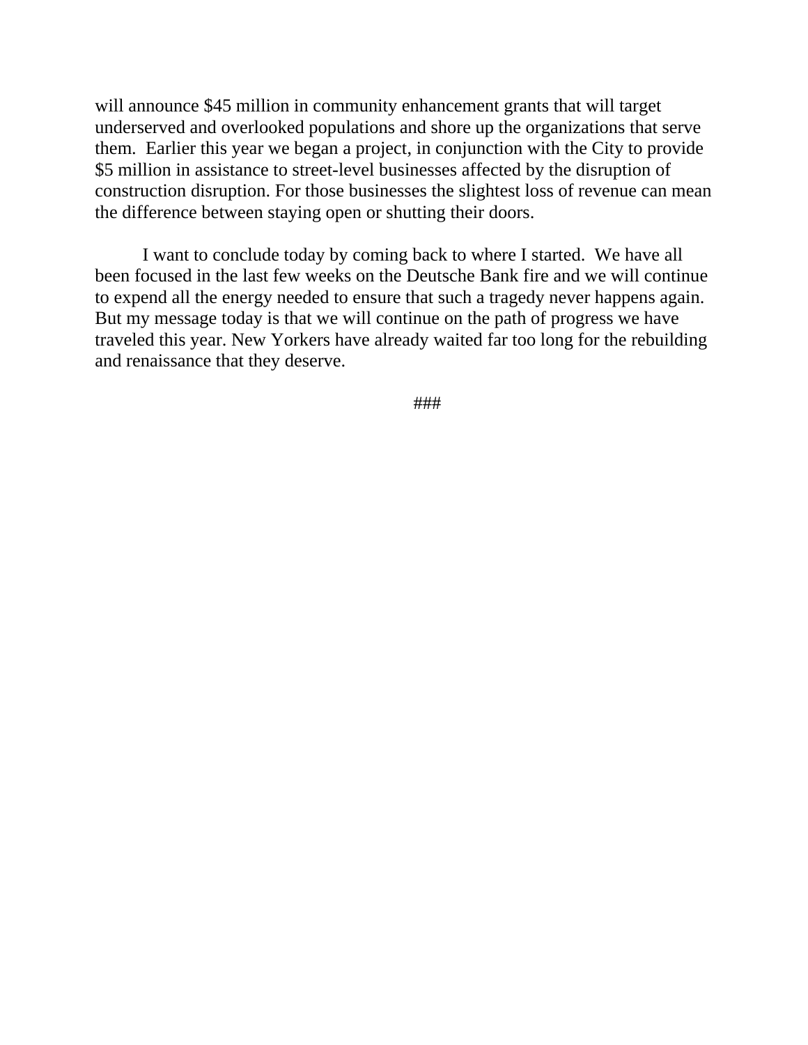will announce $45 million in community enhancement grants that will target underserved and overlooked populations and shore up the organizations that serve them. Earlier this year we began a project, in conjunction with the City to provide $5 million in assistance to street-level businesses affected by the disruption of construction disruption. For those businesses the slightest loss of revenue can mean the difference between staying open or shutting their doors.

I want to conclude today by coming back to where I started. We have all been focused in the last few weeks on the Deutsche Bank fire and we will continue to expend all the energy needed to ensure that such a tragedy never happens again. But my message today is that we will continue on the path of progress we have traveled this year. New Yorkers have already waited far too long for the rebuilding and renaissance that they deserve.

###